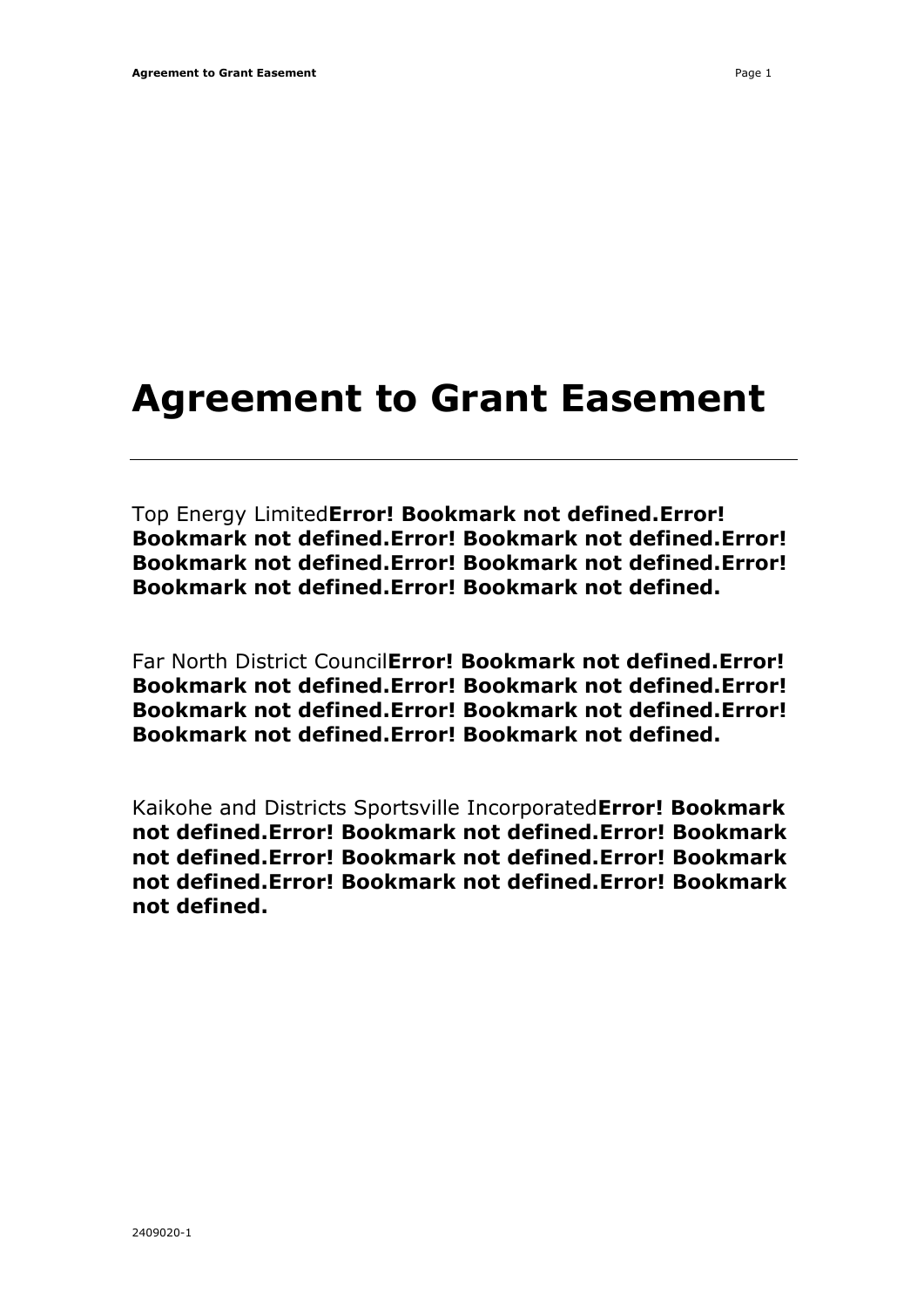# Agreement to Grant Easement

---

Top Energy Limited**Error! Bookmark not defined.Error! Bookmark not defined.Error! Bookmark not defined.Error! Bookmark not defined.Error! Bookmark not defined.Error! Bookmark not defined.Error! Bookmark not defined.**

Far North District Council**Error! Bookmark not defined.Error! Bookmark not defined.Error! Bookmark not defined.Error! Bookmark not defined.Error! Bookmark not defined.Error! Bookmark not defined.Error! Bookmark not defined.**

Kaikohe and Districts Sportsville Incorporated**Error! Bookmark not defined.Error! Bookmark not defined.Error! Bookmark not defined.Error! Bookmark not defined.Error! Bookmark not defined.Error! Bookmark not defined.Error! Bookmark not defined.**

2409020-1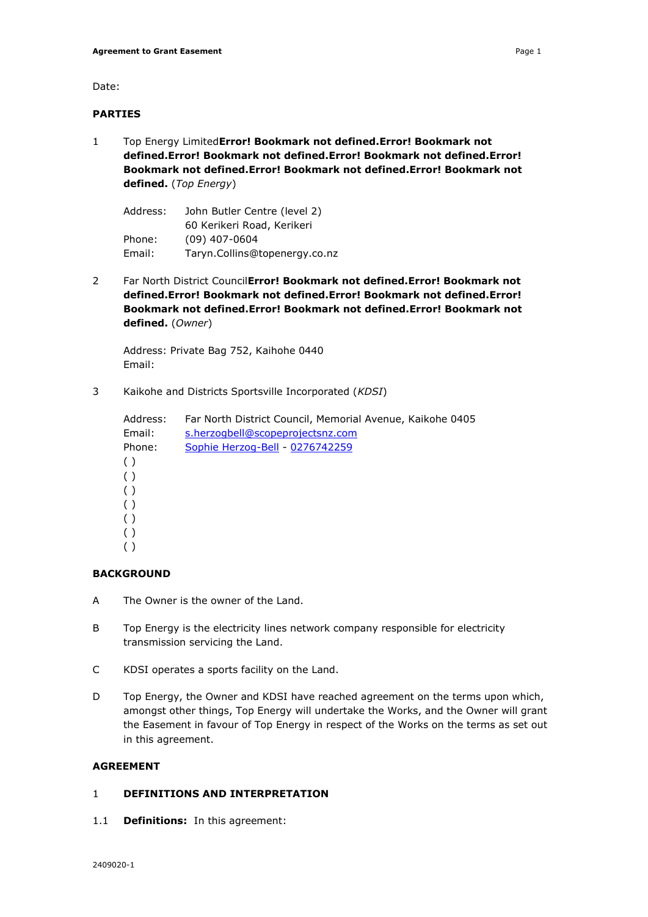Date:

**PARTIES**

1 Top Energy Limited**Error! Bookmark not defined.Error! Bookmark not defined.Error! Bookmark not defined.Error! Bookmark not defined.Error! Bookmark not defined.Error! Bookmark not defined.Error! Bookmark not defined.** (*Top Energy*)

Address: John Butler Centre (level 2)
60 Kerikeri Road, Kerikeri
Phone: (09) 407-0604
Email: Taryn.Collins@topenergy.co.nz

2 Far North District Council**Error! Bookmark not defined.Error! Bookmark not defined.Error! Bookmark not defined.Error! Bookmark not defined.Error! Bookmark not defined.Error! Bookmark not defined.Error! Bookmark not defined.** (*Owner*)

Address: Private Bag 752, Kaihohe 0440
Email:

3 Kaikohe and Districts Sportsville Incorporated (*KDSI*)

Address: Far North District Council, Memorial Avenue, Kaikohe 0405
Email: s.herzogbell@scopeprojectsnz.com
Phone: Sophie Herzog-Bell - 0276742259
( )
( )
( )
( )
( )
( )
( )

**BACKGROUND**

A The Owner is the owner of the Land.

B Top Energy is the electricity lines network company responsible for electricity transmission servicing the Land.

C KDSI operates a sports facility on the Land.

D Top Energy, the Owner and KDSI have reached agreement on the terms upon which, amongst other things, Top Energy will undertake the Works, and the Owner will grant the Easement in favour of Top Energy in respect of the Works on the terms as set out in this agreement.

**AGREEMENT**

1 **DEFINITIONS AND INTERPRETATION**

1.1 **Definitions:** In this agreement: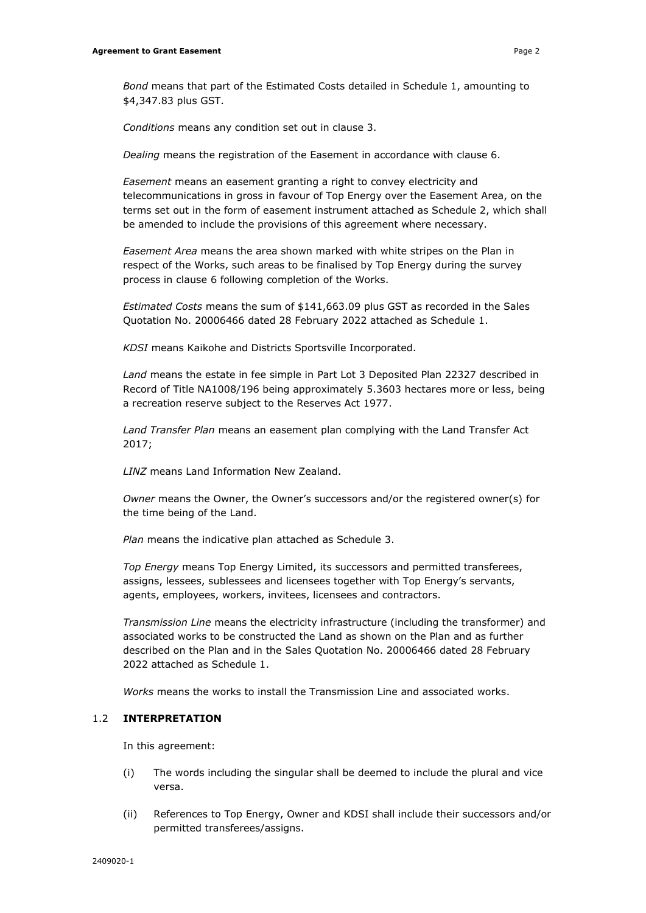*Bond* means that part of the Estimated Costs detailed in Schedule 1, amounting to $4,347.83 plus GST.

*Conditions* means any condition set out in clause 3.

*Dealing* means the registration of the Easement in accordance with clause 6.

*Easement* means an easement granting a right to convey electricity and telecommunications in gross in favour of Top Energy over the Easement Area, on the terms set out in the form of easement instrument attached as Schedule 2, which shall be amended to include the provisions of this agreement where necessary.

*Easement Area* means the area shown marked with white stripes on the Plan in respect of the Works, such areas to be finalised by Top Energy during the survey process in clause 6 following completion of the Works.

*Estimated Costs* means the sum of $141,663.09 plus GST as recorded in the Sales Quotation No. 20006466 dated 28 February 2022 attached as Schedule 1.

*KDSI* means Kaikohe and Districts Sportsville Incorporated.

*Land* means the estate in fee simple in Part Lot 3 Deposited Plan 22327 described in Record of Title NA1008/196 being approximately 5.3603 hectares more or less, being a recreation reserve subject to the Reserves Act 1977.

*Land Transfer Plan* means an easement plan complying with the Land Transfer Act 2017;

*LINZ* means Land Information New Zealand.

*Owner* means the Owner, the Owner's successors and/or the registered owner(s) for the time being of the Land.

*Plan* means the indicative plan attached as Schedule 3.

*Top Energy* means Top Energy Limited, its successors and permitted transferees, assigns, lessees, sublessees and licensees together with Top Energy's servants, agents, employees, workers, invitees, licensees and contractors.

*Transmission Line* means the electricity infrastructure (including the transformer) and associated works to be constructed the Land as shown on the Plan and as further described on the Plan and in the Sales Quotation No. 20006466 dated 28 February 2022 attached as Schedule 1.

*Works* means the works to install the Transmission Line and associated works.

## 1.2 INTERPRETATION

In this agreement:

(i) The words including the singular shall be deemed to include the plural and vice versa.

(ii) References to Top Energy, Owner and KDSI shall include their successors and/or permitted transferees/assigns.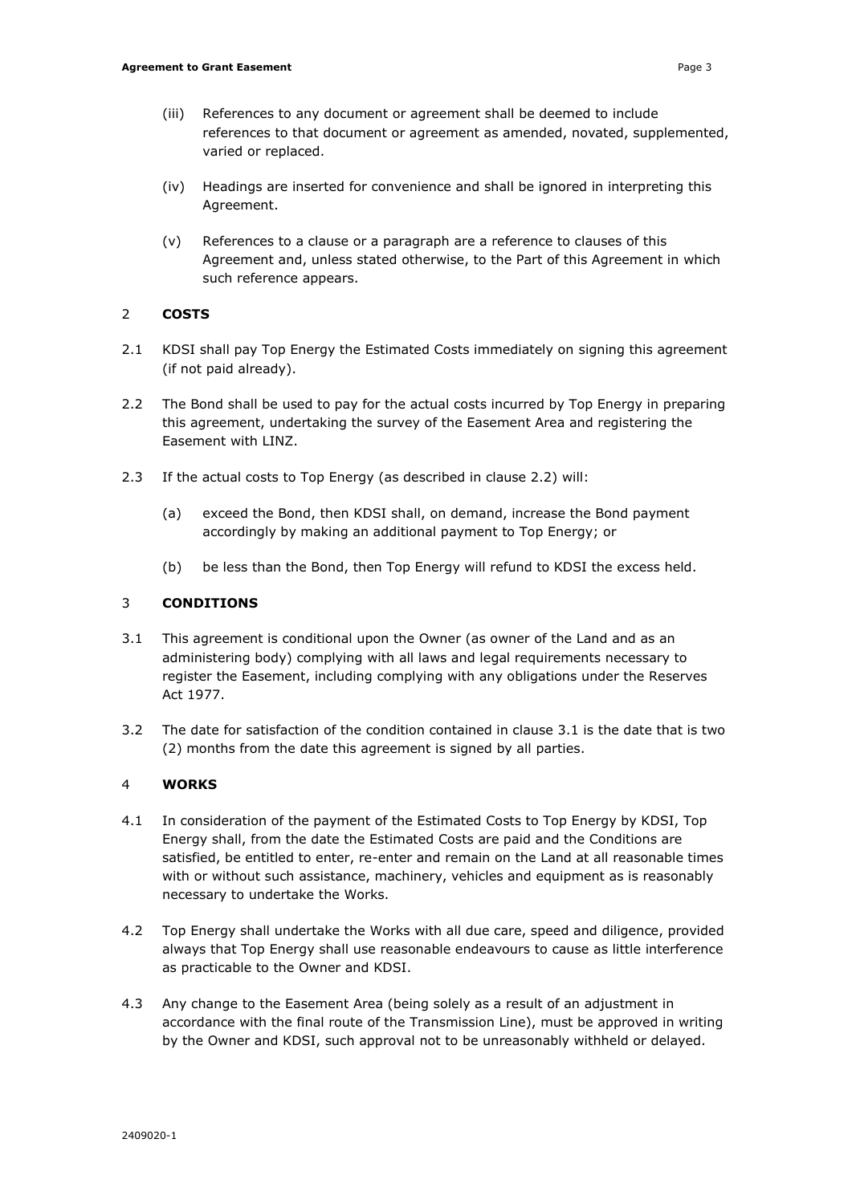(iii) References to any document or agreement shall be deemed to include references to that document or agreement as amended, novated, supplemented, varied or replaced.

(iv) Headings are inserted for convenience and shall be ignored in interpreting this Agreement.

(v) References to a clause or a paragraph are a reference to clauses of this Agreement and, unless stated otherwise, to the Part of this Agreement in which such reference appears.

## 2 COSTS

2.1 KDSI shall pay Top Energy the Estimated Costs immediately on signing this agreement (if not paid already).

2.2 The Bond shall be used to pay for the actual costs incurred by Top Energy in preparing this agreement, undertaking the survey of the Easement Area and registering the Easement with LINZ.

2.3 If the actual costs to Top Energy (as described in clause 2.2) will:

(a) exceed the Bond, then KDSI shall, on demand, increase the Bond payment accordingly by making an additional payment to Top Energy; or

(b) be less than the Bond, then Top Energy will refund to KDSI the excess held.

## 3 CONDITIONS

3.1 This agreement is conditional upon the Owner (as owner of the Land and as an administering body) complying with all laws and legal requirements necessary to register the Easement, including complying with any obligations under the Reserves Act 1977.

3.2 The date for satisfaction of the condition contained in clause 3.1 is the date that is two (2) months from the date this agreement is signed by all parties.

## 4 WORKS

4.1 In consideration of the payment of the Estimated Costs to Top Energy by KDSI, Top Energy shall, from the date the Estimated Costs are paid and the Conditions are satisfied, be entitled to enter, re-enter and remain on the Land at all reasonable times with or without such assistance, machinery, vehicles and equipment as is reasonably necessary to undertake the Works.

4.2 Top Energy shall undertake the Works with all due care, speed and diligence, provided always that Top Energy shall use reasonable endeavours to cause as little interference as practicable to the Owner and KDSI.

4.3 Any change to the Easement Area (being solely as a result of an adjustment in accordance with the final route of the Transmission Line), must be approved in writing by the Owner and KDSI, such approval not to be unreasonably withheld or delayed.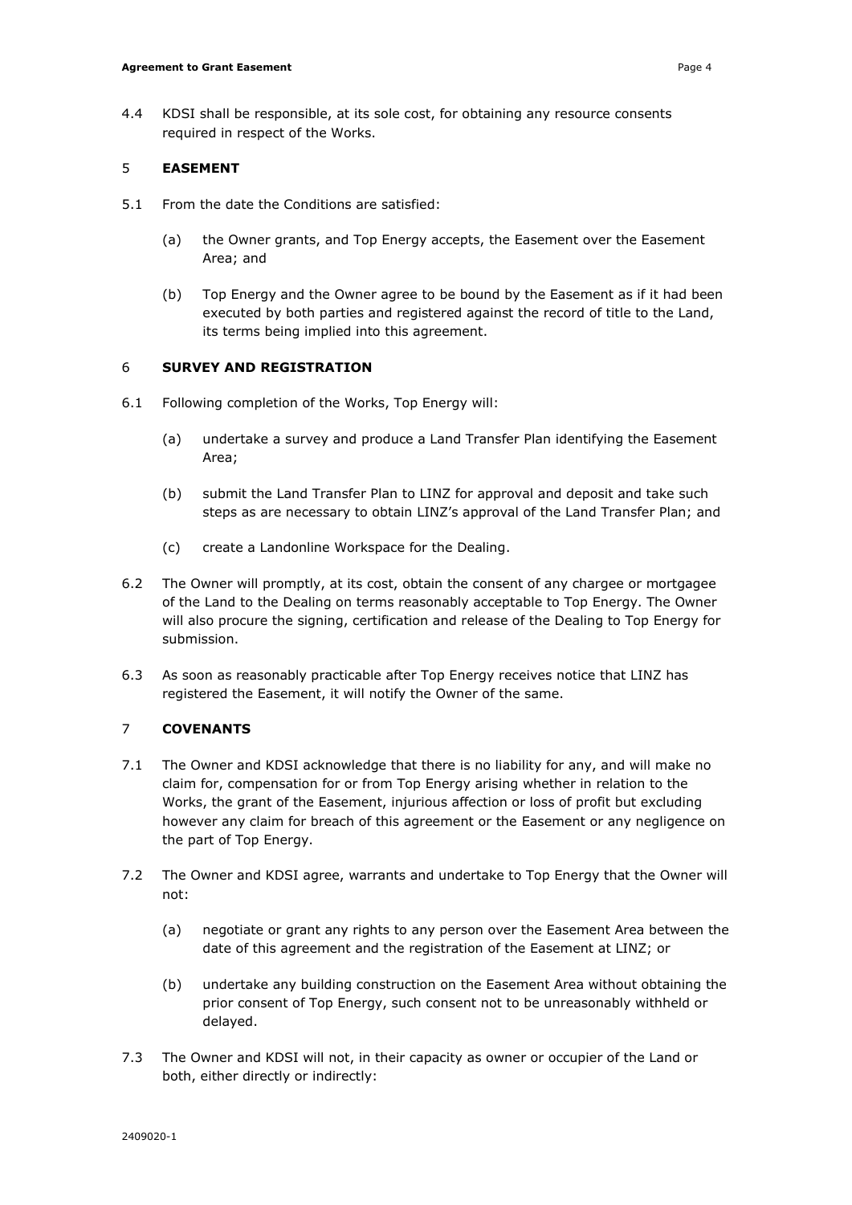4.4 KDSI shall be responsible, at its sole cost, for obtaining any resource consents required in respect of the Works.

## 5 EASEMENT

5.1 From the date the Conditions are satisfied:

(a) the Owner grants, and Top Energy accepts, the Easement over the Easement Area; and

(b) Top Energy and the Owner agree to be bound by the Easement as if it had been executed by both parties and registered against the record of title to the Land, its terms being implied into this agreement.

## 6 SURVEY AND REGISTRATION

6.1 Following completion of the Works, Top Energy will:

(a) undertake a survey and produce a Land Transfer Plan identifying the Easement Area;

(b) submit the Land Transfer Plan to LINZ for approval and deposit and take such steps as are necessary to obtain LINZ's approval of the Land Transfer Plan; and

(c) create a Landonline Workspace for the Dealing.

6.2 The Owner will promptly, at its cost, obtain the consent of any chargee or mortgagee of the Land to the Dealing on terms reasonably acceptable to Top Energy. The Owner will also procure the signing, certification and release of the Dealing to Top Energy for submission.

6.3 As soon as reasonably practicable after Top Energy receives notice that LINZ has registered the Easement, it will notify the Owner of the same.

## 7 COVENANTS

7.1 The Owner and KDSI acknowledge that there is no liability for any, and will make no claim for, compensation for or from Top Energy arising whether in relation to the Works, the grant of the Easement, injurious affection or loss of profit but excluding however any claim for breach of this agreement or the Easement or any negligence on the part of Top Energy.

7.2 The Owner and KDSI agree, warrants and undertake to Top Energy that the Owner will not:

(a) negotiate or grant any rights to any person over the Easement Area between the date of this agreement and the registration of the Easement at LINZ; or

(b) undertake any building construction on the Easement Area without obtaining the prior consent of Top Energy, such consent not to be unreasonably withheld or delayed.

7.3 The Owner and KDSI will not, in their capacity as owner or occupier of the Land or both, either directly or indirectly: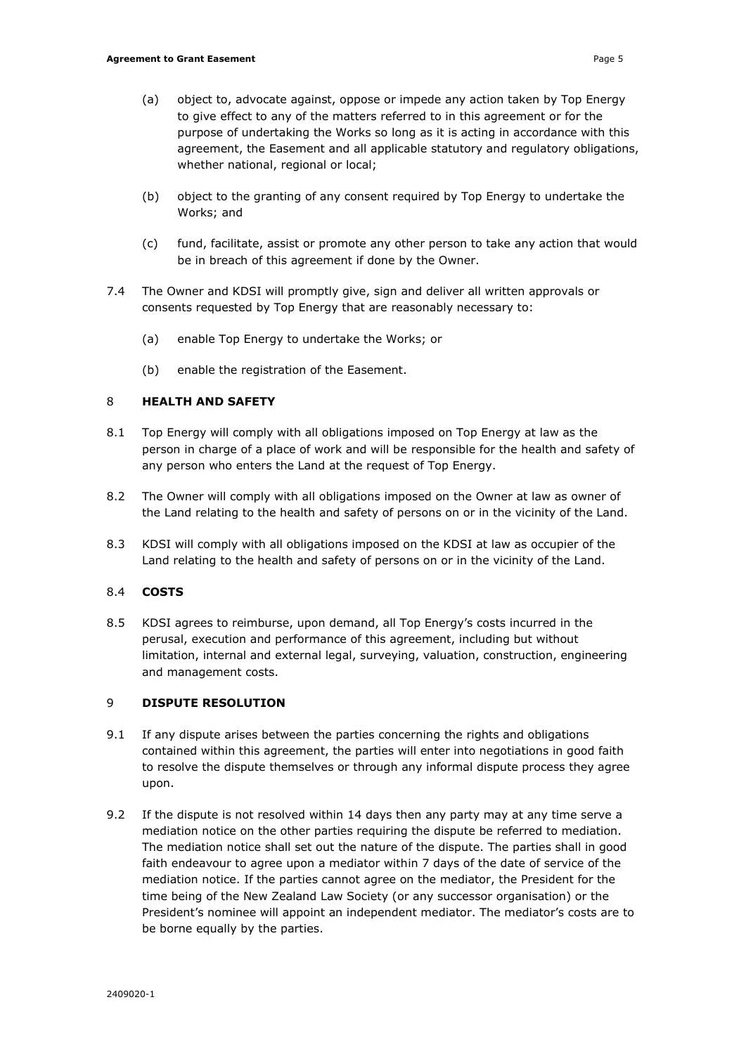(a) object to, advocate against, oppose or impede any action taken by Top Energy to give effect to any of the matters referred to in this agreement or for the purpose of undertaking the Works so long as it is acting in accordance with this agreement, the Easement and all applicable statutory and regulatory obligations, whether national, regional or local;

(b) object to the granting of any consent required by Top Energy to undertake the Works; and

(c) fund, facilitate, assist or promote any other person to take any action that would be in breach of this agreement if done by the Owner.

7.4 The Owner and KDSI will promptly give, sign and deliver all written approvals or consents requested by Top Energy that are reasonably necessary to:

(a) enable Top Energy to undertake the Works; or

(b) enable the registration of the Easement.

## 8 HEALTH AND SAFETY

8.1 Top Energy will comply with all obligations imposed on Top Energy at law as the person in charge of a place of work and will be responsible for the health and safety of any person who enters the Land at the request of Top Energy.

8.2 The Owner will comply with all obligations imposed on the Owner at law as owner of the Land relating to the health and safety of persons on or in the vicinity of the Land.

8.3 KDSI will comply with all obligations imposed on the KDSI at law as occupier of the Land relating to the health and safety of persons on or in the vicinity of the Land.

## 8.4 COSTS

8.5 KDSI agrees to reimburse, upon demand, all Top Energy's costs incurred in the perusal, execution and performance of this agreement, including but without limitation, internal and external legal, surveying, valuation, construction, engineering and management costs.

## 9 DISPUTE RESOLUTION

9.1 If any dispute arises between the parties concerning the rights and obligations contained within this agreement, the parties will enter into negotiations in good faith to resolve the dispute themselves or through any informal dispute process they agree upon.

9.2 If the dispute is not resolved within 14 days then any party may at any time serve a mediation notice on the other parties requiring the dispute be referred to mediation. The mediation notice shall set out the nature of the dispute. The parties shall in good faith endeavour to agree upon a mediator within 7 days of the date of service of the mediation notice. If the parties cannot agree on the mediator, the President for the time being of the New Zealand Law Society (or any successor organisation) or the President's nominee will appoint an independent mediator. The mediator's costs are to be borne equally by the parties.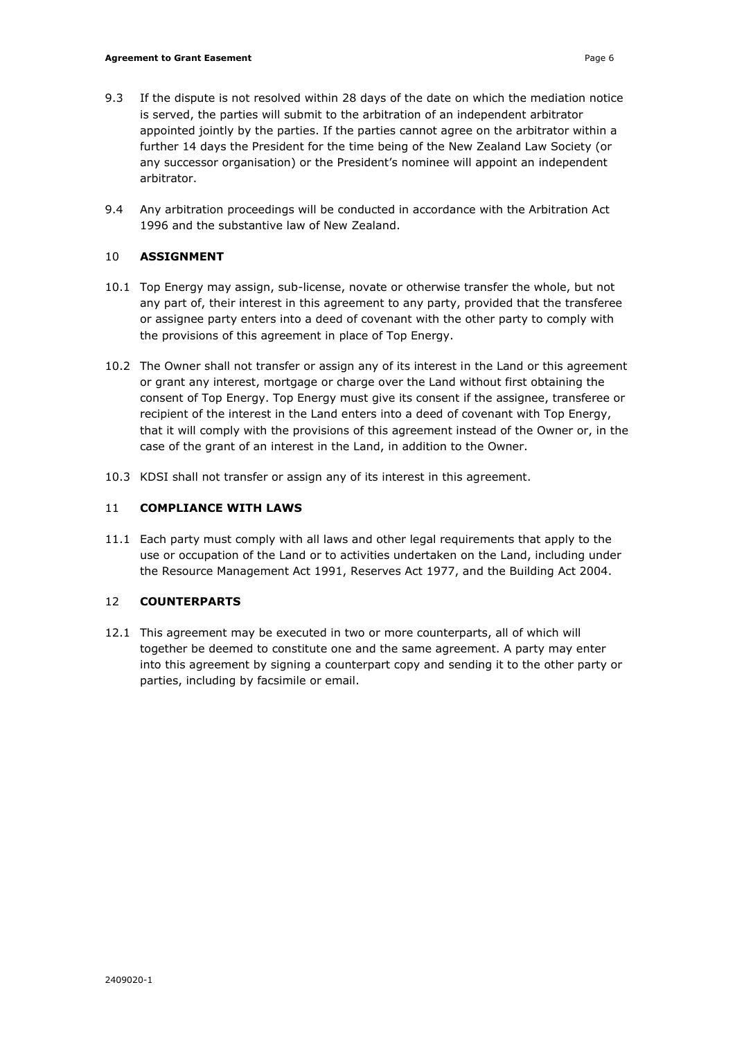9.3 If the dispute is not resolved within 28 days of the date on which the mediation notice is served, the parties will submit to the arbitration of an independent arbitrator appointed jointly by the parties. If the parties cannot agree on the arbitrator within a further 14 days the President for the time being of the New Zealand Law Society (or any successor organisation) or the President's nominee will appoint an independent arbitrator.

9.4 Any arbitration proceedings will be conducted in accordance with the Arbitration Act 1996 and the substantive law of New Zealand.

## 10 ASSIGNMENT

10.1 Top Energy may assign, sub-license, novate or otherwise transfer the whole, but not any part of, their interest in this agreement to any party, provided that the transferee or assignee party enters into a deed of covenant with the other party to comply with the provisions of this agreement in place of Top Energy.

10.2 The Owner shall not transfer or assign any of its interest in the Land or this agreement or grant any interest, mortgage or charge over the Land without first obtaining the consent of Top Energy. Top Energy must give its consent if the assignee, transferee or recipient of the interest in the Land enters into a deed of covenant with Top Energy, that it will comply with the provisions of this agreement instead of the Owner or, in the case of the grant of an interest in the Land, in addition to the Owner.

10.3 KDSI shall not transfer or assign any of its interest in this agreement.

## 11 COMPLIANCE WITH LAWS

11.1 Each party must comply with all laws and other legal requirements that apply to the use or occupation of the Land or to activities undertaken on the Land, including under the Resource Management Act 1991, Reserves Act 1977, and the Building Act 2004.

## 12 COUNTERPARTS

12.1 This agreement may be executed in two or more counterparts, all of which will together be deemed to constitute one and the same agreement. A party may enter into this agreement by signing a counterpart copy and sending it to the other party or parties, including by facsimile or email.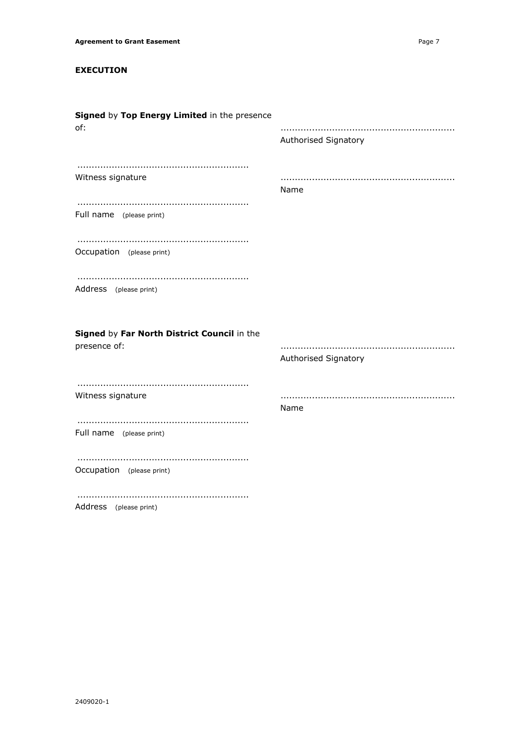## EXECUTION

**Signed** by **Top Energy Limited** in the presence of:

............................................................
Authorised Signatory

............................................................
Name

............................................................
Witness signature

............................................................
Full name (please print)

............................................................
Occupation (please print)

............................................................
Address (please print)

**Signed** by **Far North District Council** in the presence of:

............................................................
Authorised Signatory

............................................................
Name

............................................................
Witness signature

............................................................
Full name (please print)

............................................................
Occupation (please print)

............................................................
Address (please print)

2409020-1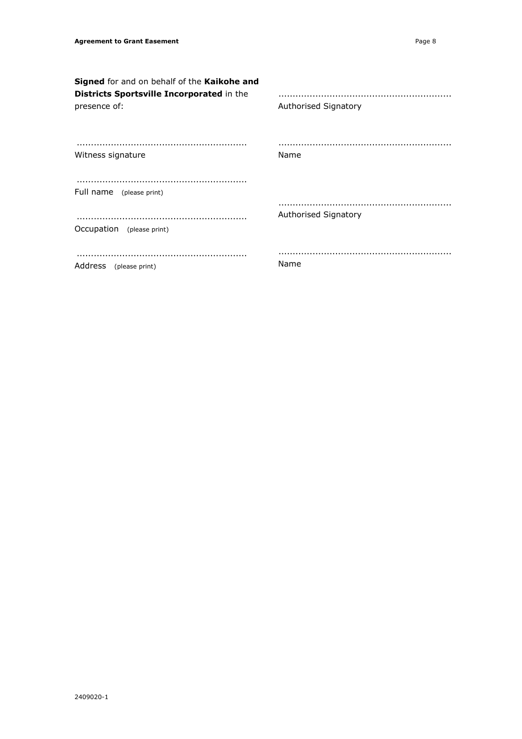**Signed** for and on behalf of the **Kaikohe and Districts Sportsville Incorporated** in the presence of:

............................................................
Authorised Signatory

............................................................
Witness signature

............................................................
Name

............................................................
Full name (please print)

............................................................
Authorised Signatory

............................................................
Occupation (please print)

............................................................
Address (please print)

............................................................
Name

2409020-1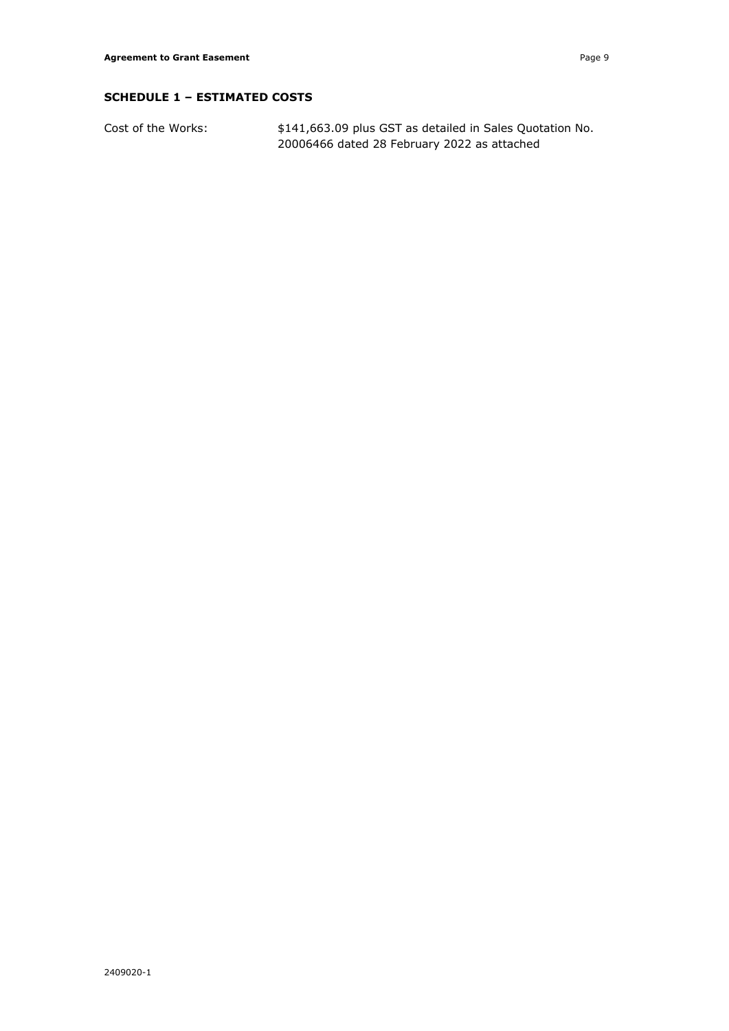## SCHEDULE 1 – ESTIMATED COSTS

| Cost of the Works: | $141,663.09 plus GST as detailed in Sales Quotation No. 20006466 dated 28 February 2022 as attached |
|---|---|

2409020-1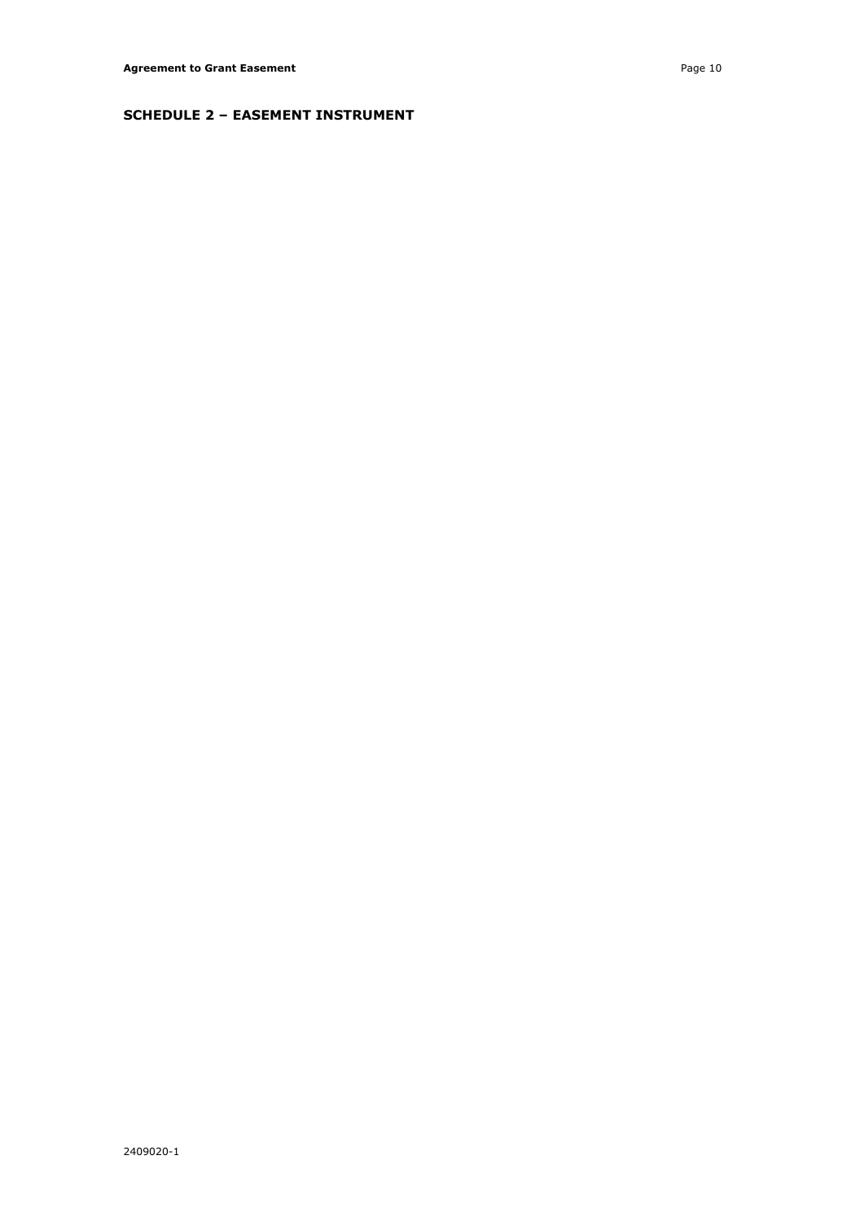## SCHEDULE 2 – EASEMENT INSTRUMENT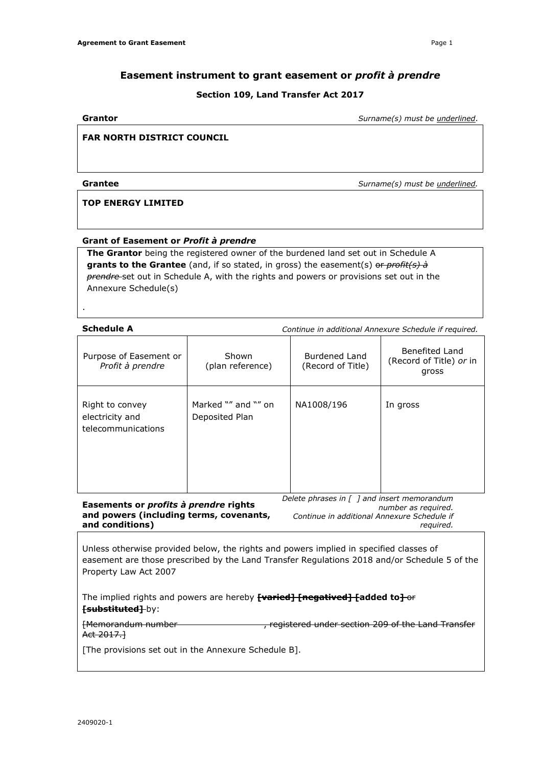# Easement instrument to grant easement or *profit à prendre*

**Section 109, Land Transfer Act 2017**

**Grantor** *Surname(s) must be underlined.*

**FAR NORTH DISTRICT COUNCIL**

**Grantee** *Surname(s) must be underlined.*

**TOP ENERGY LIMITED**

**Grant of Easement or *Profit à prendre***

**The Grantor** being the registered owner of the burdened land set out in Schedule A **grants to the Grantee** (and, if so stated, in gross) the easement(s) ~~or *profit(s) à prendre*~~ set out in Schedule A, with the rights and powers or provisions set out in the Annexure Schedule(s)

.

**Schedule A** *Continue in additional Annexure Schedule if required.*

| Purpose of Easement or *Profit à prendre* | Shown (plan reference) | Burdened Land (Record of Title) | Benefited Land (Record of Title) *or* in gross |
|---|---|---|---|
| Right to convey electricity and telecommunications | Marked "" and "" on Deposited Plan | NA1008/196 | In gross |

**Easements or *profits à prendre* rights and powers (including terms, covenants, and conditions)**

*Delete phrases in [ ] and insert memorandum number as required. Continue in additional Annexure Schedule if required.*

Unless otherwise provided below, the rights and powers implied in specified classes of easement are those prescribed by the Land Transfer Regulations 2018 and/or Schedule 5 of the Property Law Act 2007

The implied rights and powers are hereby ~~**[varied] [negatived] [added to]** or **[substituted]**~~ by:

~~[Memorandum number , registered under section 209 of the Land Transfer Act 2017.]~~

[The provisions set out in the Annexure Schedule B].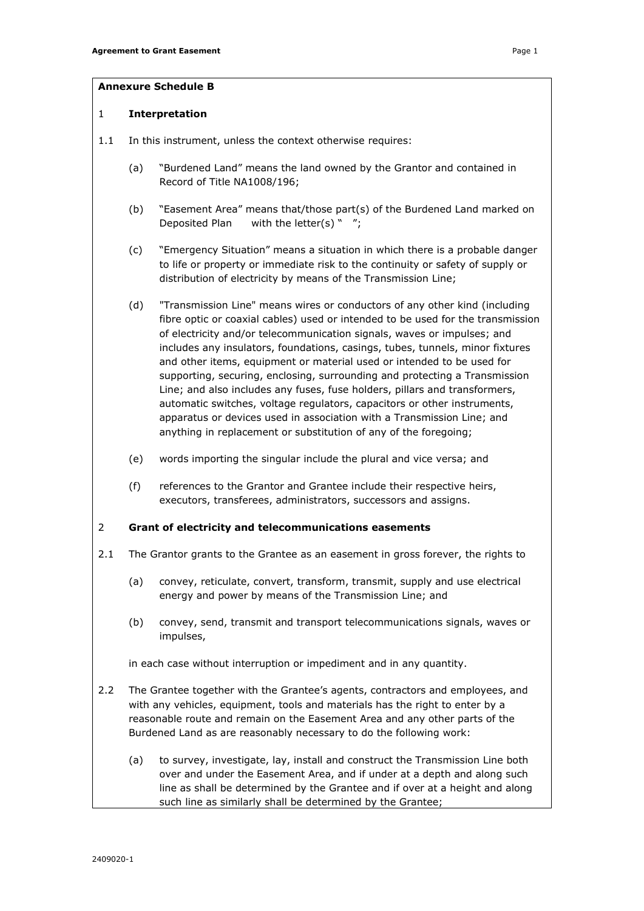**Annexure Schedule B**

## 1 Interpretation

1.1 In this instrument, unless the context otherwise requires:

(a) "Burdened Land" means the land owned by the Grantor and contained in Record of Title NA1008/196;

(b) "Easement Area" means that/those part(s) of the Burdened Land marked on Deposited Plan      with the letter(s) "   ";

(c) "Emergency Situation" means a situation in which there is a probable danger to life or property or immediate risk to the continuity or safety of supply or distribution of electricity by means of the Transmission Line;

(d) "Transmission Line" means wires or conductors of any other kind (including fibre optic or coaxial cables) used or intended to be used for the transmission of electricity and/or telecommunication signals, waves or impulses; and includes any insulators, foundations, casings, tubes, tunnels, minor fixtures and other items, equipment or material used or intended to be used for supporting, securing, enclosing, surrounding and protecting a Transmission Line; and also includes any fuses, fuse holders, pillars and transformers, automatic switches, voltage regulators, capacitors or other instruments, apparatus or devices used in association with a Transmission Line; and anything in replacement or substitution of any of the foregoing;

(e) words importing the singular include the plural and vice versa; and

(f) references to the Grantor and Grantee include their respective heirs, executors, transferees, administrators, successors and assigns.

## 2 Grant of electricity and telecommunications easements

2.1 The Grantor grants to the Grantee as an easement in gross forever, the rights to

(a) convey, reticulate, convert, transform, transmit, supply and use electrical energy and power by means of the Transmission Line; and

(b) convey, send, transmit and transport telecommunications signals, waves or impulses,

in each case without interruption or impediment and in any quantity.

2.2 The Grantee together with the Grantee's agents, contractors and employees, and with any vehicles, equipment, tools and materials has the right to enter by a reasonable route and remain on the Easement Area and any other parts of the Burdened Land as are reasonably necessary to do the following work:

(a) to survey, investigate, lay, install and construct the Transmission Line both over and under the Easement Area, and if under at a depth and along such line as shall be determined by the Grantee and if over at a height and along such line as similarly shall be determined by the Grantee;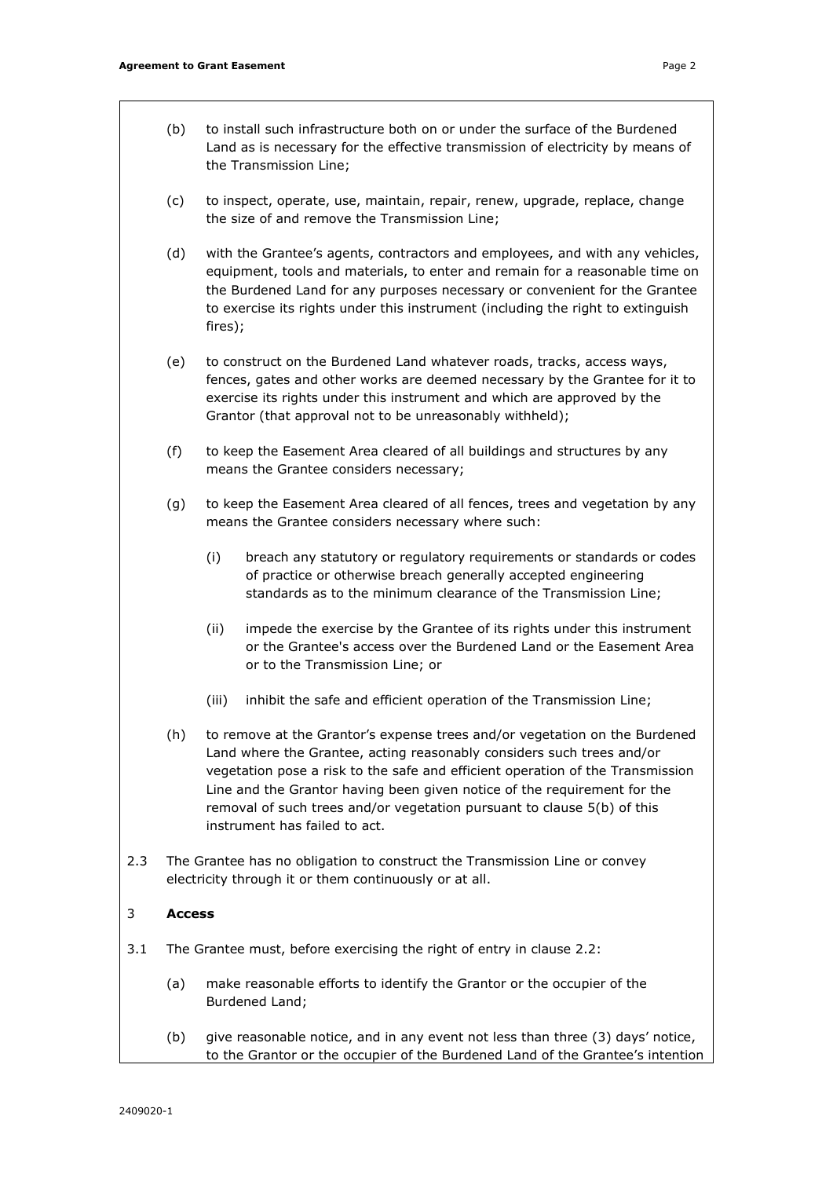(b) to install such infrastructure both on or under the surface of the Burdened Land as is necessary for the effective transmission of electricity by means of the Transmission Line;

(c) to inspect, operate, use, maintain, repair, renew, upgrade, replace, change the size of and remove the Transmission Line;

(d) with the Grantee's agents, contractors and employees, and with any vehicles, equipment, tools and materials, to enter and remain for a reasonable time on the Burdened Land for any purposes necessary or convenient for the Grantee to exercise its rights under this instrument (including the right to extinguish fires);

(e) to construct on the Burdened Land whatever roads, tracks, access ways, fences, gates and other works are deemed necessary by the Grantee for it to exercise its rights under this instrument and which are approved by the Grantor (that approval not to be unreasonably withheld);

(f) to keep the Easement Area cleared of all buildings and structures by any means the Grantee considers necessary;

(g) to keep the Easement Area cleared of all fences, trees and vegetation by any means the Grantee considers necessary where such:

   (i) breach any statutory or regulatory requirements or standards or codes of practice or otherwise breach generally accepted engineering standards as to the minimum clearance of the Transmission Line;

   (ii) impede the exercise by the Grantee of its rights under this instrument or the Grantee's access over the Burdened Land or the Easement Area or to the Transmission Line; or

   (iii) inhibit the safe and efficient operation of the Transmission Line;

(h) to remove at the Grantor's expense trees and/or vegetation on the Burdened Land where the Grantee, acting reasonably considers such trees and/or vegetation pose a risk to the safe and efficient operation of the Transmission Line and the Grantor having been given notice of the requirement for the removal of such trees and/or vegetation pursuant to clause 5(b) of this instrument has failed to act.

2.3 The Grantee has no obligation to construct the Transmission Line or convey electricity through it or them continuously or at all.

3 **Access**

3.1 The Grantee must, before exercising the right of entry in clause 2.2:

(a) make reasonable efforts to identify the Grantor or the occupier of the Burdened Land;

(b) give reasonable notice, and in any event not less than three (3) days' notice, to the Grantor or the occupier of the Burdened Land of the Grantee's intention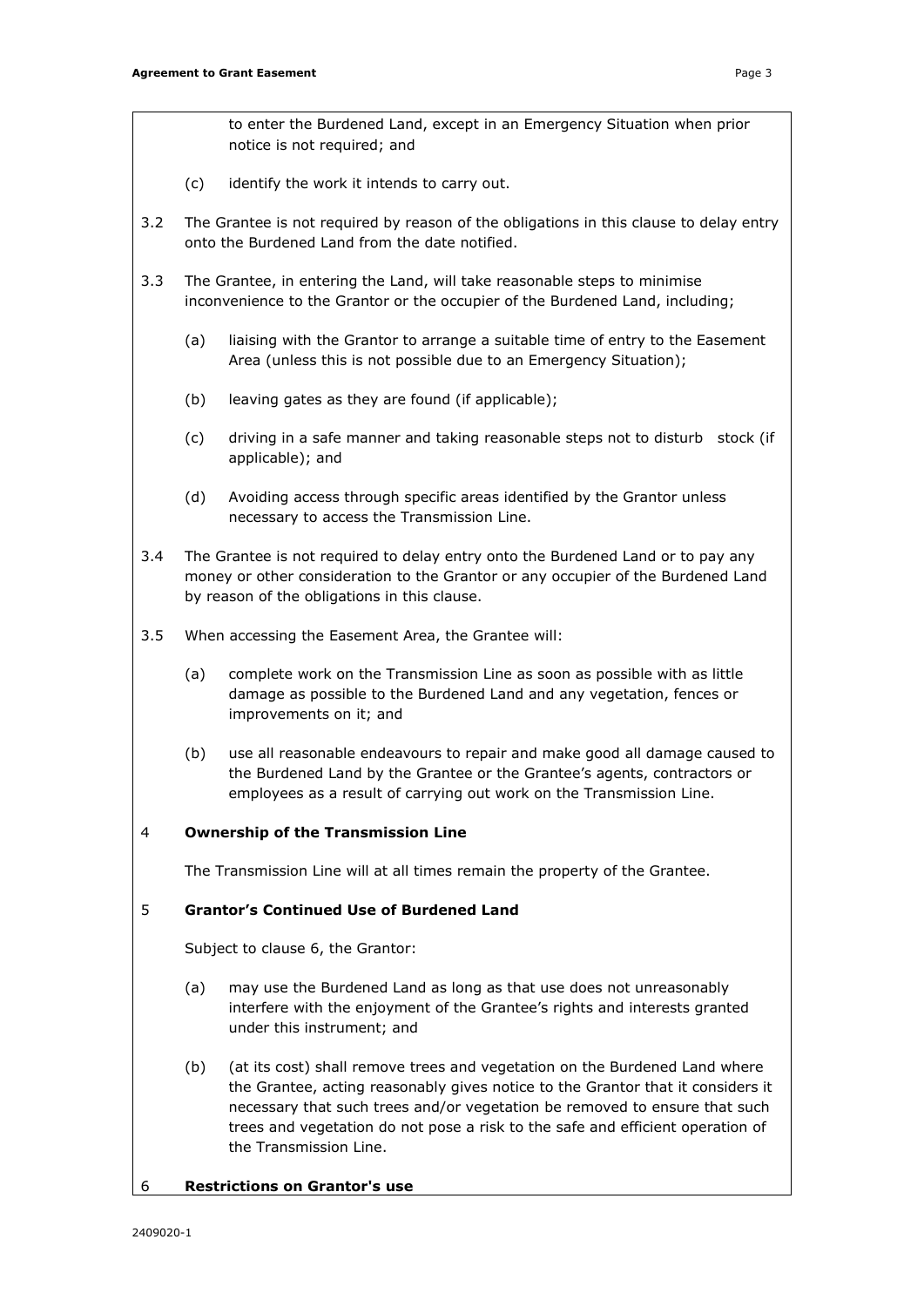to enter the Burdened Land, except in an Emergency Situation when prior notice is not required; and

(c) identify the work it intends to carry out.

3.2 The Grantee is not required by reason of the obligations in this clause to delay entry onto the Burdened Land from the date notified.

3.3 The Grantee, in entering the Land, will take reasonable steps to minimise inconvenience to the Grantor or the occupier of the Burdened Land, including;

(a) liaising with the Grantor to arrange a suitable time of entry to the Easement Area (unless this is not possible due to an Emergency Situation);

(b) leaving gates as they are found (if applicable);

(c) driving in a safe manner and taking reasonable steps not to disturb stock (if applicable); and

(d) Avoiding access through specific areas identified by the Grantor unless necessary to access the Transmission Line.

3.4 The Grantee is not required to delay entry onto the Burdened Land or to pay any money or other consideration to the Grantor or any occupier of the Burdened Land by reason of the obligations in this clause.

3.5 When accessing the Easement Area, the Grantee will:

(a) complete work on the Transmission Line as soon as possible with as little damage as possible to the Burdened Land and any vegetation, fences or improvements on it; and

(b) use all reasonable endeavours to repair and make good all damage caused to the Burdened Land by the Grantee or the Grantee's agents, contractors or employees as a result of carrying out work on the Transmission Line.

## 4 Ownership of the Transmission Line

The Transmission Line will at all times remain the property of the Grantee.

## 5 Grantor's Continued Use of Burdened Land

Subject to clause 6, the Grantor:

(a) may use the Burdened Land as long as that use does not unreasonably interfere with the enjoyment of the Grantee's rights and interests granted under this instrument; and

(b) (at its cost) shall remove trees and vegetation on the Burdened Land where the Grantee, acting reasonably gives notice to the Grantor that it considers it necessary that such trees and/or vegetation be removed to ensure that such trees and vegetation do not pose a risk to the safe and efficient operation of the Transmission Line.

## 6 Restrictions on Grantor's use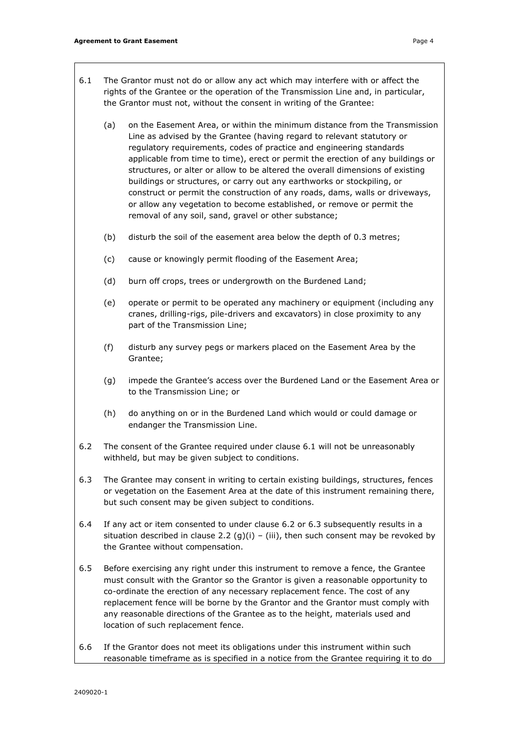6.1 The Grantor must not do or allow any act which may interfere with or affect the rights of the Grantee or the operation of the Transmission Line and, in particular, the Grantor must not, without the consent in writing of the Grantee:

(a) on the Easement Area, or within the minimum distance from the Transmission Line as advised by the Grantee (having regard to relevant statutory or regulatory requirements, codes of practice and engineering standards applicable from time to time), erect or permit the erection of any buildings or structures, or alter or allow to be altered the overall dimensions of existing buildings or structures, or carry out any earthworks or stockpiling, or construct or permit the construction of any roads, dams, walls or driveways, or allow any vegetation to become established, or remove or permit the removal of any soil, sand, gravel or other substance;

(b) disturb the soil of the easement area below the depth of 0.3 metres;

(c) cause or knowingly permit flooding of the Easement Area;

(d) burn off crops, trees or undergrowth on the Burdened Land;

(e) operate or permit to be operated any machinery or equipment (including any cranes, drilling-rigs, pile-drivers and excavators) in close proximity to any part of the Transmission Line;

(f) disturb any survey pegs or markers placed on the Easement Area by the Grantee;

(g) impede the Grantee's access over the Burdened Land or the Easement Area or to the Transmission Line; or

(h) do anything on or in the Burdened Land which would or could damage or endanger the Transmission Line.

6.2 The consent of the Grantee required under clause 6.1 will not be unreasonably withheld, but may be given subject to conditions.

6.3 The Grantee may consent in writing to certain existing buildings, structures, fences or vegetation on the Easement Area at the date of this instrument remaining there, but such consent may be given subject to conditions.

6.4 If any act or item consented to under clause 6.2 or 6.3 subsequently results in a situation described in clause 2.2 (g)(i) – (iii), then such consent may be revoked by the Grantee without compensation.

6.5 Before exercising any right under this instrument to remove a fence, the Grantee must consult with the Grantor so the Grantor is given a reasonable opportunity to co-ordinate the erection of any necessary replacement fence. The cost of any replacement fence will be borne by the Grantor and the Grantor must comply with any reasonable directions of the Grantee as to the height, materials used and location of such replacement fence.

6.6 If the Grantor does not meet its obligations under this instrument within such reasonable timeframe as is specified in a notice from the Grantee requiring it to do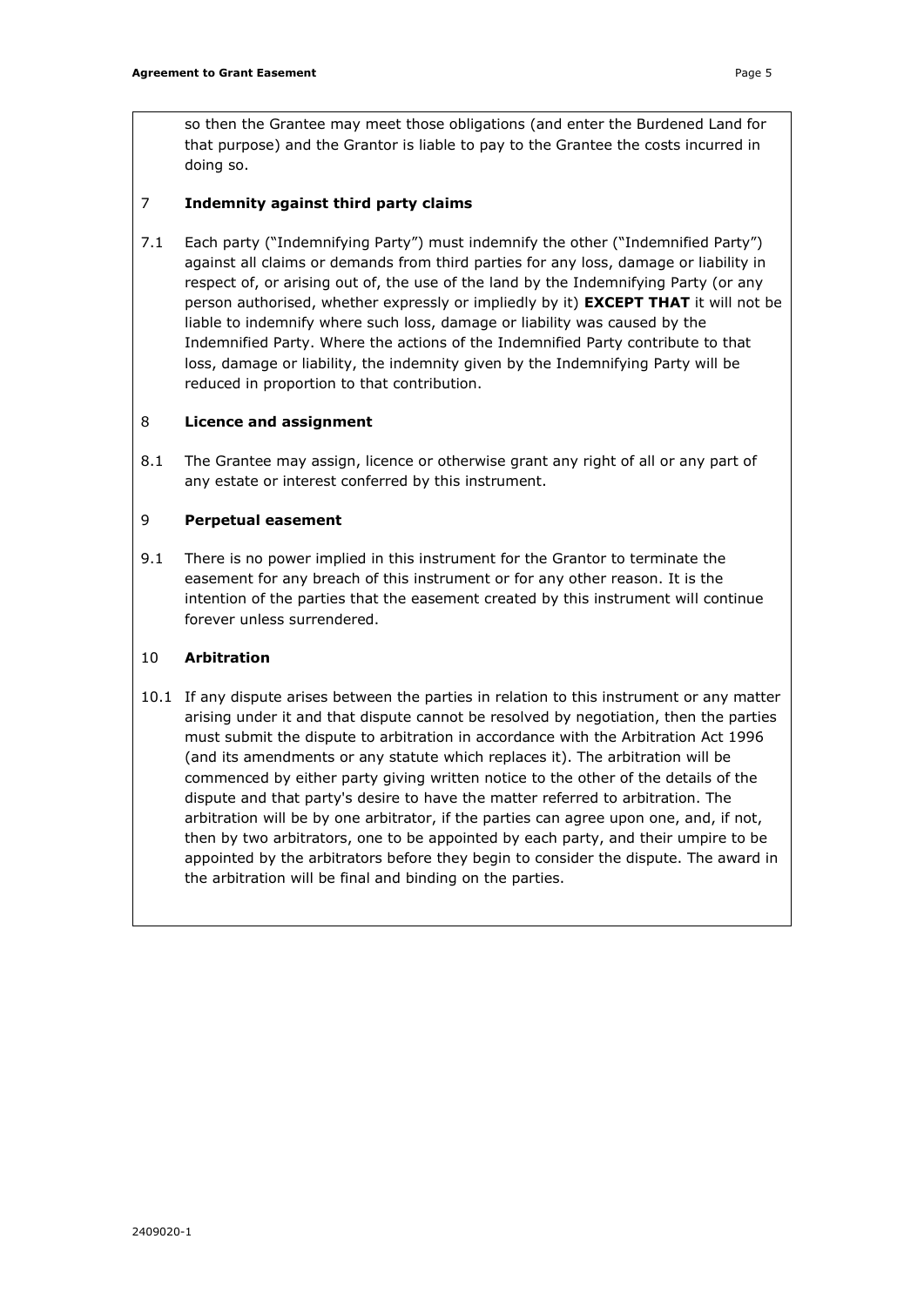so then the Grantee may meet those obligations (and enter the Burdened Land for that purpose) and the Grantor is liable to pay to the Grantee the costs incurred in doing so.

## 7 Indemnity against third party claims

7.1 Each party ("Indemnifying Party") must indemnify the other ("Indemnified Party") against all claims or demands from third parties for any loss, damage or liability in respect of, or arising out of, the use of the land by the Indemnifying Party (or any person authorised, whether expressly or impliedly by it) **EXCEPT THAT** it will not be liable to indemnify where such loss, damage or liability was caused by the Indemnified Party. Where the actions of the Indemnified Party contribute to that loss, damage or liability, the indemnity given by the Indemnifying Party will be reduced in proportion to that contribution.

## 8 Licence and assignment

8.1 The Grantee may assign, licence or otherwise grant any right of all or any part of any estate or interest conferred by this instrument.

## 9 Perpetual easement

9.1 There is no power implied in this instrument for the Grantor to terminate the easement for any breach of this instrument or for any other reason. It is the intention of the parties that the easement created by this instrument will continue forever unless surrendered.

## 10 Arbitration

10.1 If any dispute arises between the parties in relation to this instrument or any matter arising under it and that dispute cannot be resolved by negotiation, then the parties must submit the dispute to arbitration in accordance with the Arbitration Act 1996 (and its amendments or any statute which replaces it). The arbitration will be commenced by either party giving written notice to the other of the details of the dispute and that party's desire to have the matter referred to arbitration. The arbitration will be by one arbitrator, if the parties can agree upon one, and, if not, then by two arbitrators, one to be appointed by each party, and their umpire to be appointed by the arbitrators before they begin to consider the dispute. The award in the arbitration will be final and binding on the parties.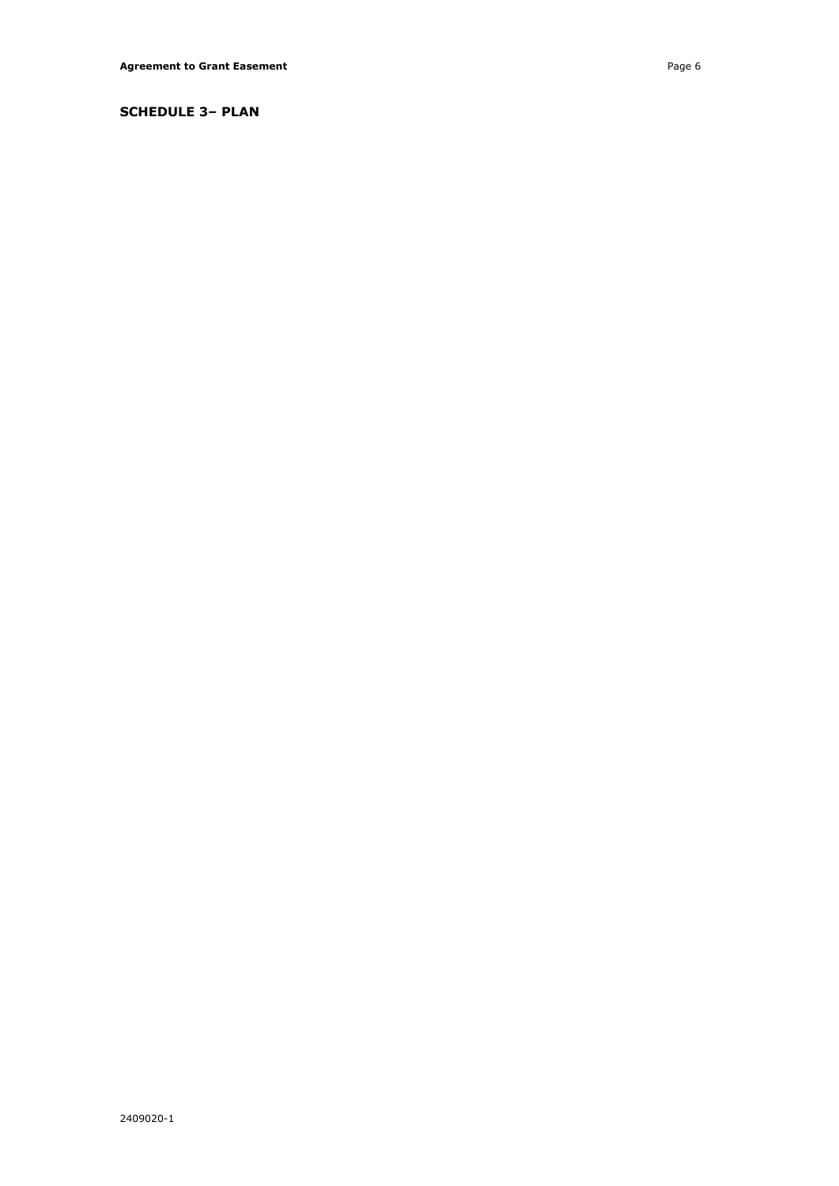## SCHEDULE 3– PLAN